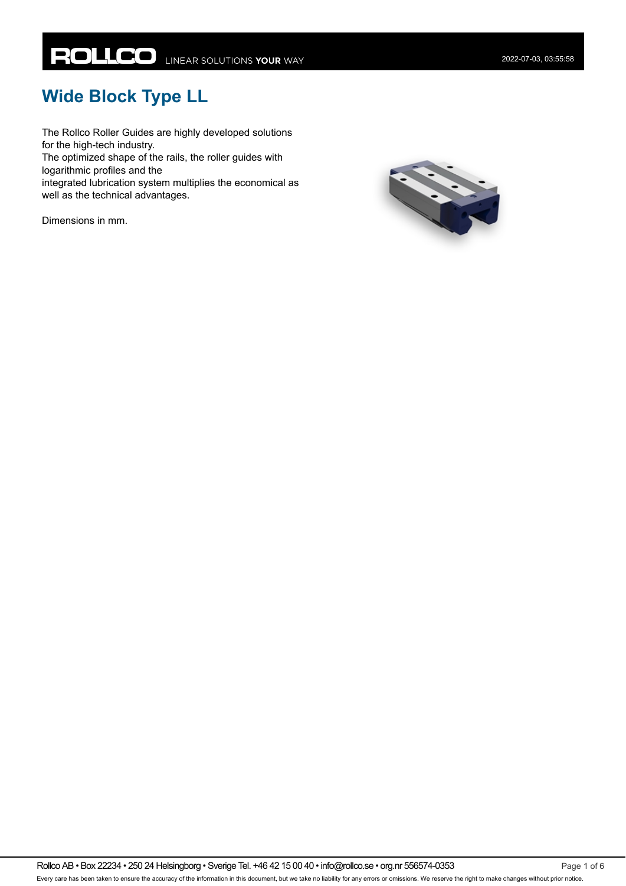# Wide Block Type LL

The Rollco Roller Guides are highly developed solutions for the high-tech industry.
The optimized shape of the rails, the roller guides with logarithmic profiles and the integrated lubrication system multiplies the economical as well as the technical advantages.

Dimensions in mm.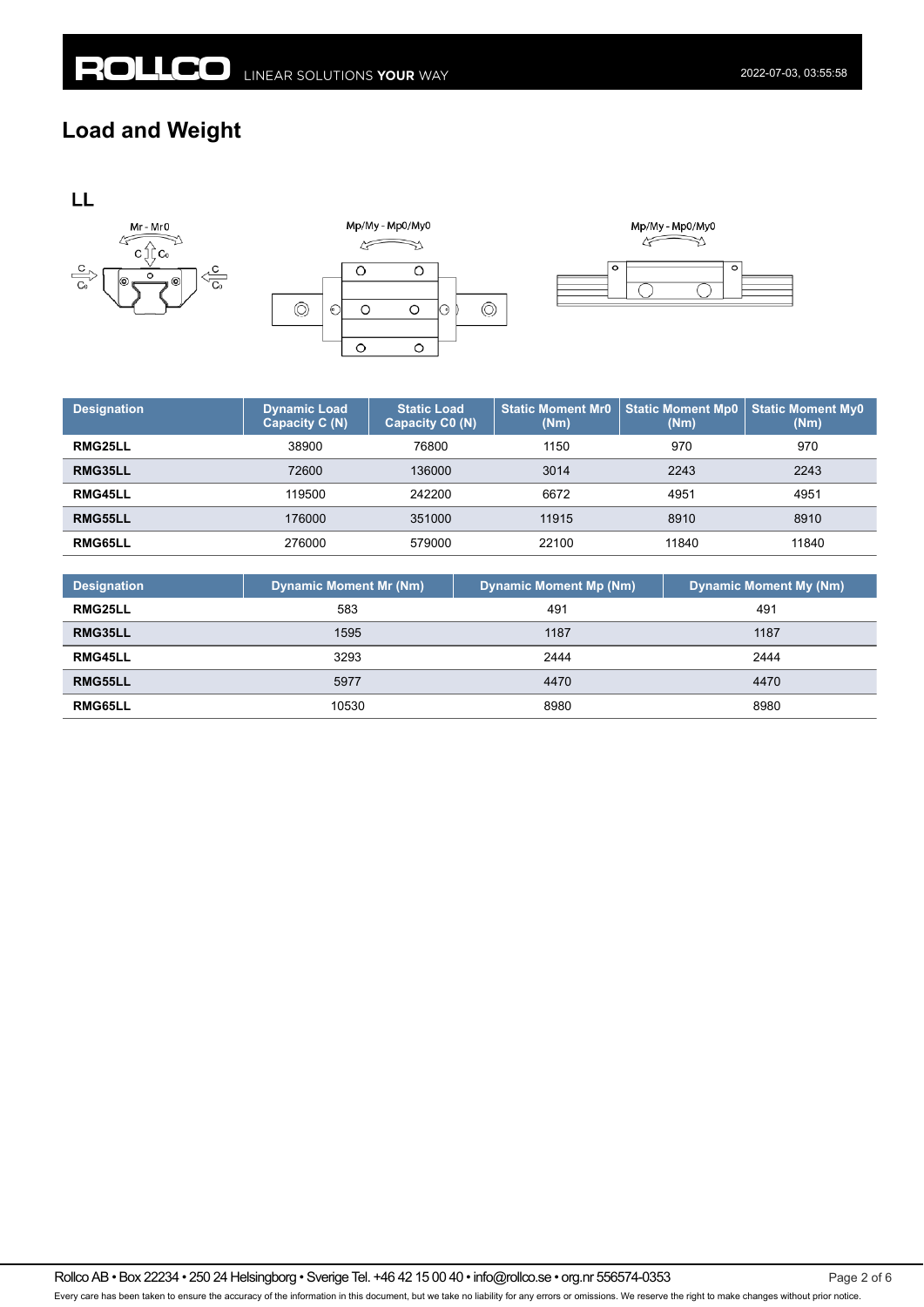# Load and Weight

## LL

| Designation | Dynamic Load Capacity C (N) | Static Load Capacity C0 (N) | Static Moment Mr0 (Nm) | Static Moment Mp0 (Nm) | Static Moment My0 (Nm) |
|---|---|---|---|---|---|
| **RMG25LL** | 38900 | 76800 | 1150 | 970 | 970 |
| **RMG35LL** | 72600 | 136000 | 3014 | 2243 | 2243 |
| **RMG45LL** | 119500 | 242200 | 6672 | 4951 | 4951 |
| **RMG55LL** | 176000 | 351000 | 11915 | 8910 | 8910 |
| **RMG65LL** | 276000 | 579000 | 22100 | 11840 | 11840 |

| Designation | Dynamic Moment Mr (Nm) | Dynamic Moment Mp (Nm) | Dynamic Moment My (Nm) |
|---|---|---|---|
| **RMG25LL** | 583 | 491 | 491 |
| **RMG35LL** | 1595 | 1187 | 1187 |
| **RMG45LL** | 3293 | 2444 | 2444 |
| **RMG55LL** | 5977 | 4470 | 4470 |
| **RMG65LL** | 10530 | 8980 | 8980 |

Rollco AB • Box 22234 • 250 24 Helsingborg • Sverige Tel. +46 42 15 00 40 • info@rollco.se • org.nr 556574-0353

Every care has been taken to ensure the accuracy of the information in this document, but we take no liability for any errors or omissions. We reserve the right to make changes without prior notice.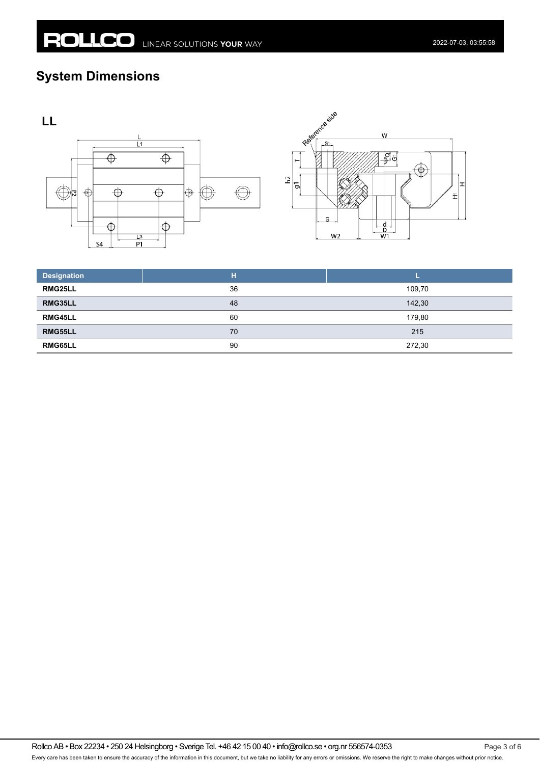# System Dimensions

## LL

| Designation | H | L |
|---|---|---|
| RMG25LL | 36 | 109,70 |
| RMG35LL | 48 | 142,30 |
| RMG45LL | 60 | 179,80 |
| RMG55LL | 70 | 215 |
| RMG65LL | 90 | 272,30 |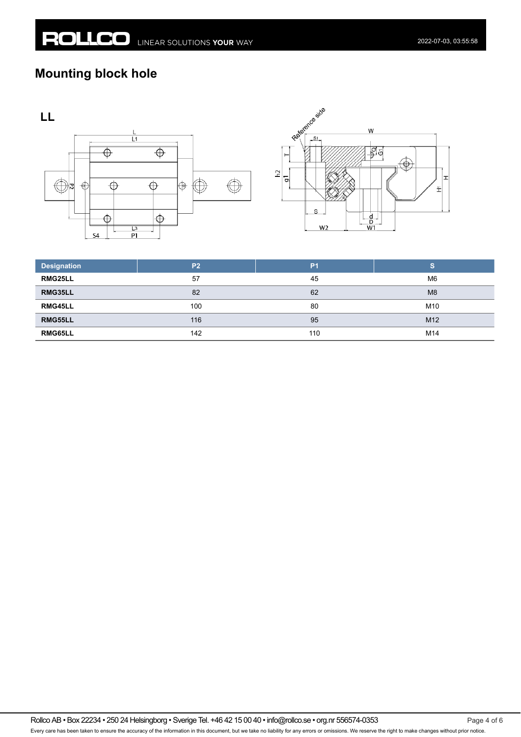## Mounting block hole

**LL**

| Designation | P2 | P1 | S |
|---|---|---|---|
| **RMG25LL** | 57 | 45 | M6 |
| **RMG35LL** | 82 | 62 | M8 |
| **RMG45LL** | 100 | 80 | M10 |
| **RMG55LL** | 116 | 95 | M12 |
| **RMG65LL** | 142 | 110 | M14 |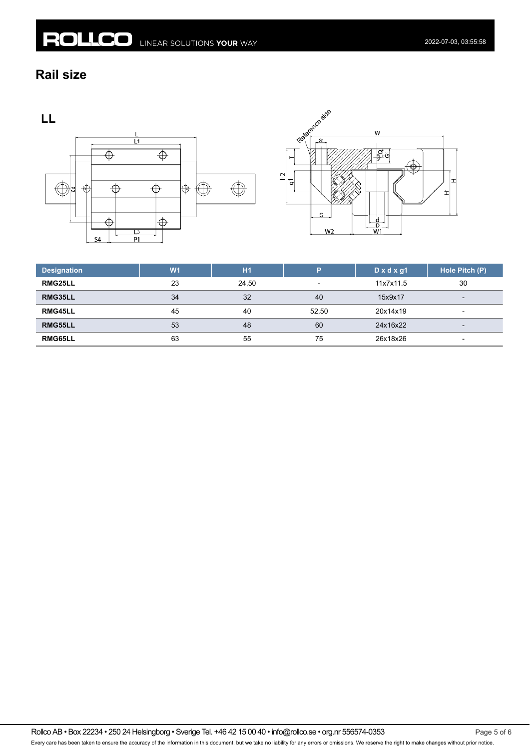# Rail size

## LL

| Designation | W1 | H1 | P | D x d x g1 | Hole Pitch (P) |
|---|---|---|---|---|---|
| **RMG25LL** | 23 | 24,50 | - | 11x7x11.5 | 30 |
| **RMG35LL** | 34 | 32 | 40 | 15x9x17 | - |
| **RMG45LL** | 45 | 40 | 52,50 | 20x14x19 | - |
| **RMG55LL** | 53 | 48 | 60 | 24x16x22 | - |
| **RMG65LL** | 63 | 55 | 75 | 26x18x26 | - |

Rollco AB • Box 22234 • 250 24 Helsingborg • Sverige Tel. +46 42 15 00 40 • info@rollco.se • org.nr 556574-0353

Every care has been taken to ensure the accuracy of the information in this document, but we take no liability for any errors or omissions. We reserve the right to make changes without prior notice.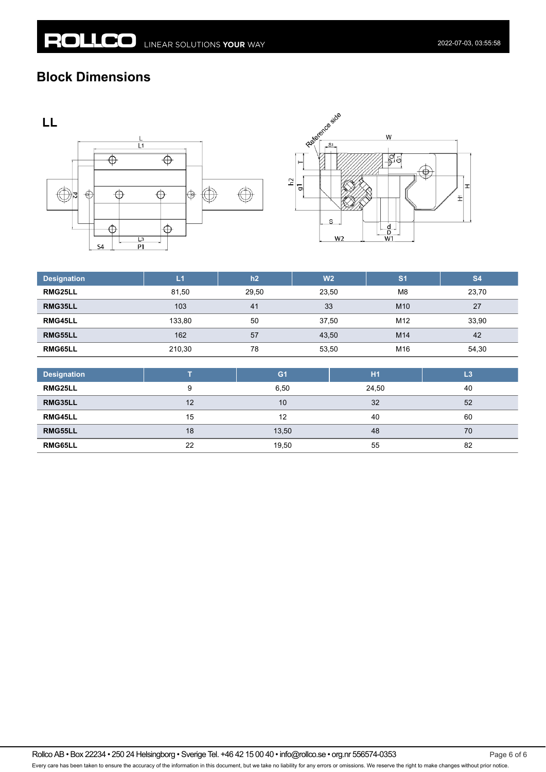## Block Dimensions

**LL**

| Designation | L1 | h2 | W2 | S1 | S4 |
|---|---|---|---|---|---|
| **RMG25LL** | 81,50 | 29,50 | 23,50 | M8 | 23,70 |
| **RMG35LL** | 103 | 41 | 33 | M10 | 27 |
| **RMG45LL** | 133,80 | 50 | 37,50 | M12 | 33,90 |
| **RMG55LL** | 162 | 57 | 43,50 | M14 | 42 |
| **RMG65LL** | 210,30 | 78 | 53,50 | M16 | 54,30 |

| Designation | T | G1 | H1 | L3 |
|---|---|---|---|---|
| **RMG25LL** | 9 | 6,50 | 24,50 | 40 |
| **RMG35LL** | 12 | 10 | 32 | 52 |
| **RMG45LL** | 15 | 12 | 40 | 60 |
| **RMG55LL** | 18 | 13,50 | 48 | 70 |
| **RMG65LL** | 22 | 19,50 | 55 | 82 |

Rollco AB • Box 22234 • 250 24 Helsingborg • Sverige Tel. +46 42 15 00 40 • info@rollco.se • org.nr 556574-0353

Every care has been taken to ensure the accuracy of the information in this document, but we take no liability for any errors or omissions. We reserve the right to make changes without prior notice.